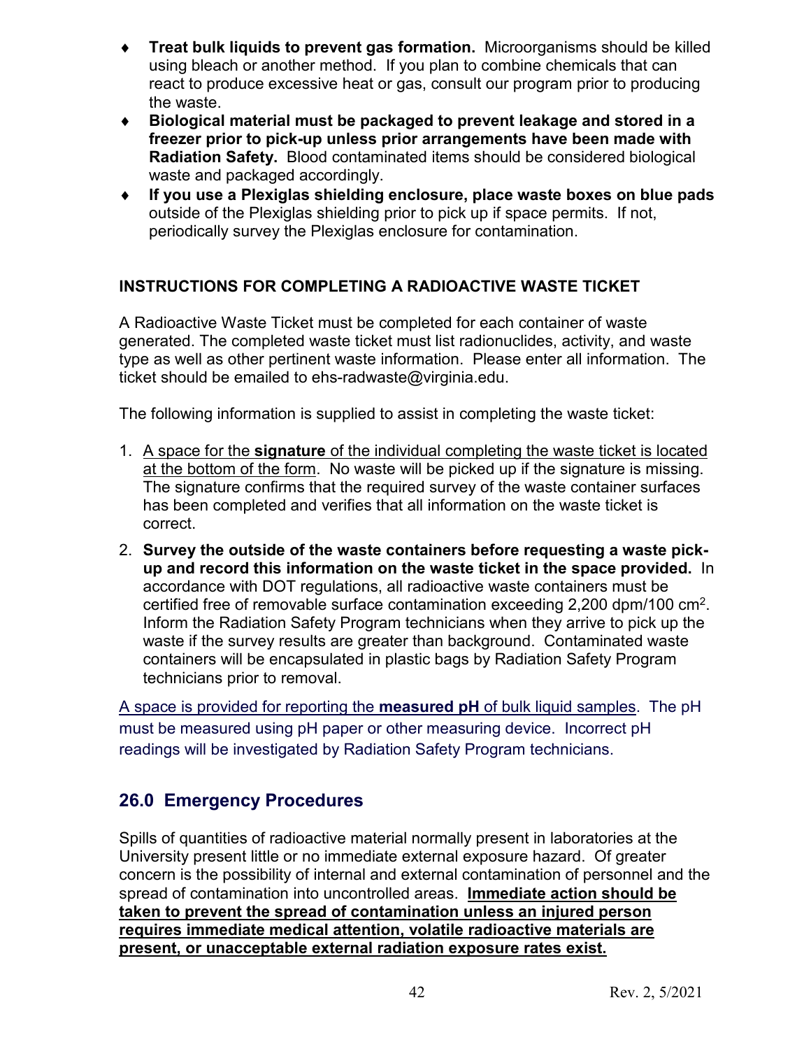- **Treat bulk liquids to prevent gas formation.** Microorganisms should be killed using bleach or another method. If you plan to combine chemicals that can react to produce excessive heat or gas, consult our program prior to producing the waste.
- **Biological material must be packaged to prevent leakage and stored in a freezer prior to pick-up unless prior arrangements have been made with Radiation Safety.** Blood contaminated items should be considered biological waste and packaged accordingly.
- **If you use a Plexiglas shielding enclosure, place waste boxes on blue pads** outside of the Plexiglas shielding prior to pick up if space permits. If not, periodically survey the Plexiglas enclosure for contamination.

### INSTRUCTIONS FOR COMPLETING A RADIOACTIVE WASTE TICKET

A Radioactive Waste Ticket must be completed for each container of waste generated. The completed waste ticket must list radionuclides, activity, and waste type as well as other pertinent waste information. Please enter all information. The ticket should be emailed to ehs-radwaste@virginia.edu.

The following information is supplied to assist in completing the waste ticket:

1. A space for the **signature** of the individual completing the waste ticket is located at the bottom of the form. No waste will be picked up if the signature is missing. The signature confirms that the required survey of the waste container surfaces has been completed and verifies that all information on the waste ticket is correct.
2. **Survey the outside of the waste containers before requesting a waste pick-up and record this information on the waste ticket in the space provided.** In accordance with DOT regulations, all radioactive waste containers must be certified free of removable surface contamination exceeding 2,200 dpm/100 cm$^2$. Inform the Radiation Safety Program technicians when they arrive to pick up the waste if the survey results are greater than background. Contaminated waste containers will be encapsulated in plastic bags by Radiation Safety Program technicians prior to removal.

A space is provided for reporting the **measured pH** of bulk liquid samples. The pH must be measured using pH paper or other measuring device. Incorrect pH readings will be investigated by Radiation Safety Program technicians.

## 26.0 Emergency Procedures

Spills of quantities of radioactive material normally present in laboratories at the University present little or no immediate external exposure hazard. Of greater concern is the possibility of internal and external contamination of personnel and the spread of contamination into uncontrolled areas. **Immediate action should be taken to prevent the spread of contamination unless an injured person requires immediate medical attention, volatile radioactive materials are present, or unacceptable external radiation exposure rates exist.**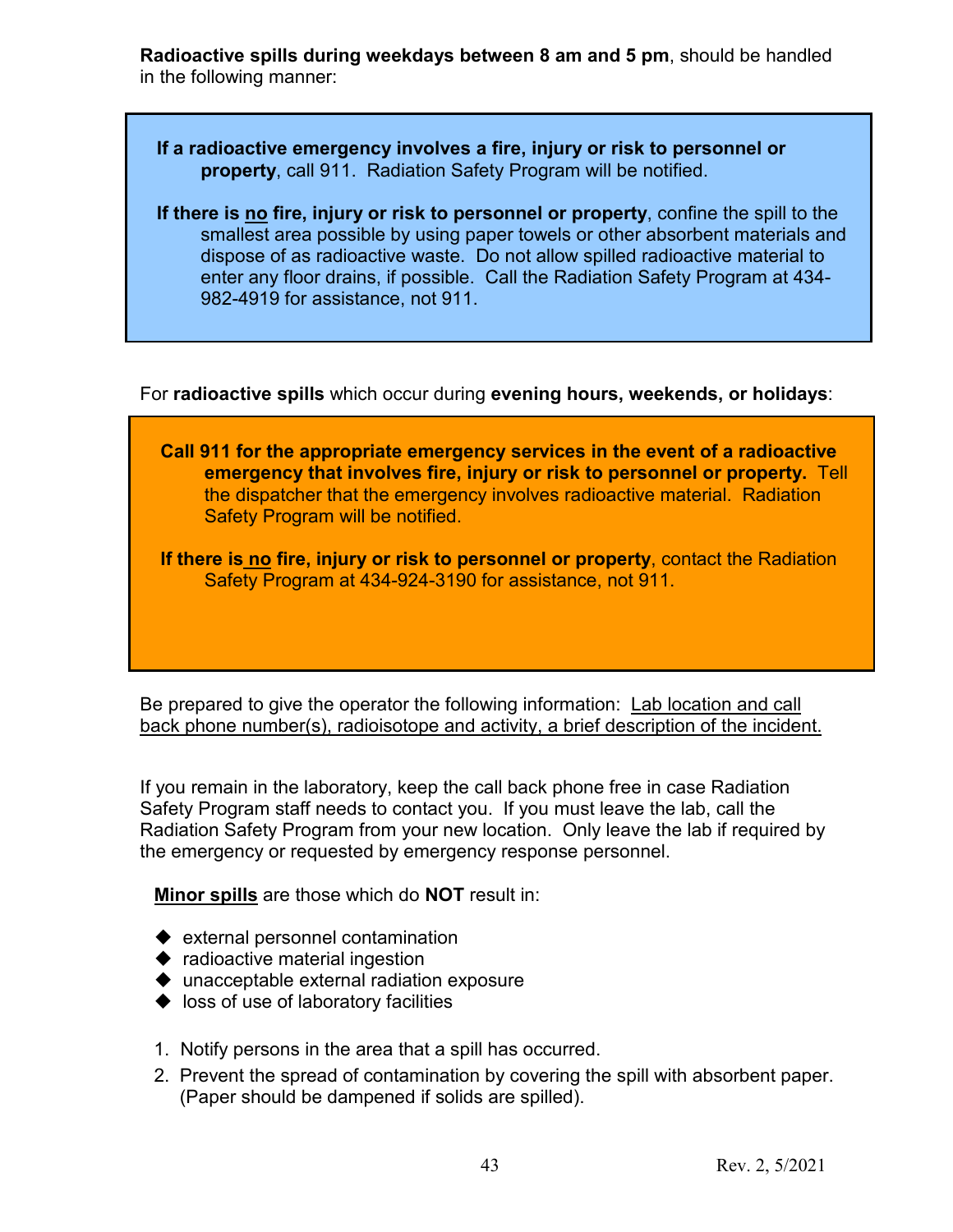**Radioactive spills during weekdays between 8 am and 5 pm**, should be handled in the following manner:

> **If a radioactive emergency involves a fire, injury or risk to personnel or property**, call 911. Radiation Safety Program will be notified.
>
> **If there is <u>no</u> fire, injury or risk to personnel or property**, confine the spill to the smallest area possible by using paper towels or other absorbent materials and dispose of as radioactive waste. Do not allow spilled radioactive material to enter any floor drains, if possible. Call the Radiation Safety Program at 434-982-4919 for assistance, not 911.

For **radioactive spills** which occur during **evening hours, weekends, or holidays**:

> **Call 911 for the appropriate emergency services in the event of a radioactive emergency that involves fire, injury or risk to personnel or property.** Tell the dispatcher that the emergency involves radioactive material. Radiation Safety Program will be notified.
>
> **If there is <u>no</u> fire, injury or risk to personnel or property**, contact the Radiation Safety Program at 434-924-3190 for assistance, not 911.

Be prepared to give the operator the following information: <u>Lab location and call back phone number(s), radioisotope and activity, a brief description of the incident.</u>

If you remain in the laboratory, keep the call back phone free in case Radiation Safety Program staff needs to contact you. If you must leave the lab, call the Radiation Safety Program from your new location. Only leave the lab if required by the emergency or requested by emergency response personnel.

**<u>Minor spills</u>** are those which do **NOT** result in:

- external personnel contamination
- radioactive material ingestion
- unacceptable external radiation exposure
- loss of use of laboratory facilities

1. Notify persons in the area that a spill has occurred.
2. Prevent the spread of contamination by covering the spill with absorbent paper. (Paper should be dampened if solids are spilled).

Rev. 2, 5/2021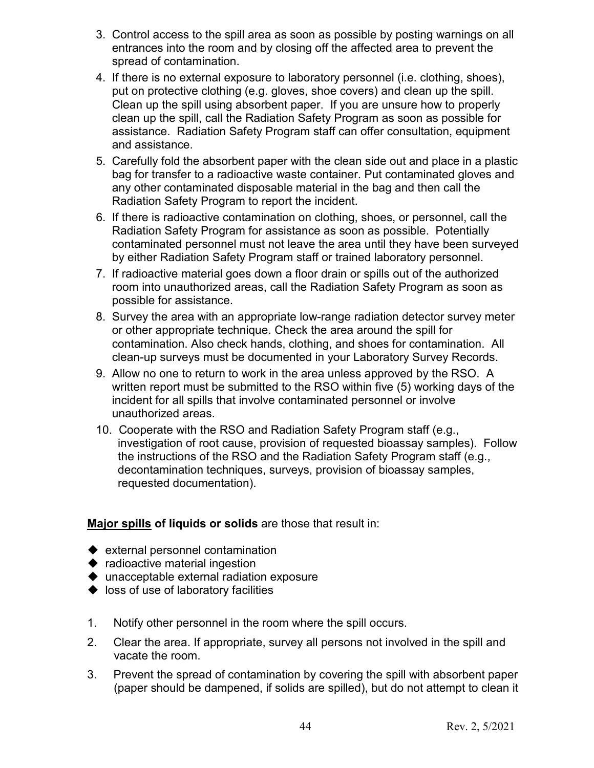3. Control access to the spill area as soon as possible by posting warnings on all entrances into the room and by closing off the affected area to prevent the spread of contamination.
4. If there is no external exposure to laboratory personnel (i.e. clothing, shoes), put on protective clothing (e.g. gloves, shoe covers) and clean up the spill. Clean up the spill using absorbent paper. If you are unsure how to properly clean up the spill, call the Radiation Safety Program as soon as possible for assistance. Radiation Safety Program staff can offer consultation, equipment and assistance.
5. Carefully fold the absorbent paper with the clean side out and place in a plastic bag for transfer to a radioactive waste container. Put contaminated gloves and any other contaminated disposable material in the bag and then call the Radiation Safety Program to report the incident.
6. If there is radioactive contamination on clothing, shoes, or personnel, call the Radiation Safety Program for assistance as soon as possible. Potentially contaminated personnel must not leave the area until they have been surveyed by either Radiation Safety Program staff or trained laboratory personnel.
7. If radioactive material goes down a floor drain or spills out of the authorized room into unauthorized areas, call the Radiation Safety Program as soon as possible for assistance.
8. Survey the area with an appropriate low-range radiation detector survey meter or other appropriate technique. Check the area around the spill for contamination. Also check hands, clothing, and shoes for contamination. All clean-up surveys must be documented in your Laboratory Survey Records.
9. Allow no one to return to work in the area unless approved by the RSO. A written report must be submitted to the RSO within five (5) working days of the incident for all spills that involve contaminated personnel or involve unauthorized areas.
10. Cooperate with the RSO and Radiation Safety Program staff (e.g., investigation of root cause, provision of requested bioassay samples). Follow the instructions of the RSO and the Radiation Safety Program staff (e.g., decontamination techniques, surveys, provision of bioassay samples, requested documentation).

**<u>Major spills</u> of liquids or solids** are those that result in:

- external personnel contamination
- radioactive material ingestion
- unacceptable external radiation exposure
- loss of use of laboratory facilities

1. Notify other personnel in the room where the spill occurs.
2. Clear the area. If appropriate, survey all persons not involved in the spill and vacate the room.
3. Prevent the spread of contamination by covering the spill with absorbent paper (paper should be dampened, if solids are spilled), but do not attempt to clean it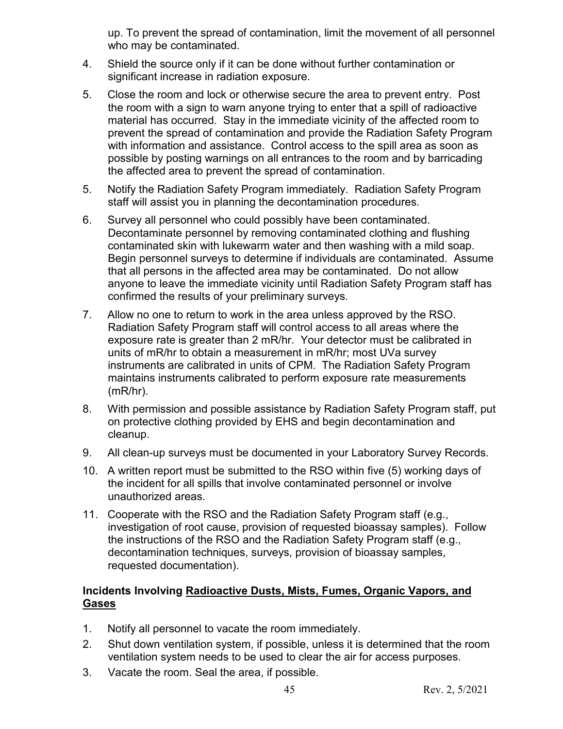up. To prevent the spread of contamination, limit the movement of all personnel who may be contaminated.

4. Shield the source only if it can be done without further contamination or significant increase in radiation exposure.
5. Close the room and lock or otherwise secure the area to prevent entry. Post the room with a sign to warn anyone trying to enter that a spill of radioactive material has occurred. Stay in the immediate vicinity of the affected room to prevent the spread of contamination and provide the Radiation Safety Program with information and assistance. Control access to the spill area as soon as possible by posting warnings on all entrances to the room and by barricading the affected area to prevent the spread of contamination.
5. Notify the Radiation Safety Program immediately. Radiation Safety Program staff will assist you in planning the decontamination procedures.
6. Survey all personnel who could possibly have been contaminated. Decontaminate personnel by removing contaminated clothing and flushing contaminated skin with lukewarm water and then washing with a mild soap. Begin personnel surveys to determine if individuals are contaminated. Assume that all persons in the affected area may be contaminated. Do not allow anyone to leave the immediate vicinity until Radiation Safety Program staff has confirmed the results of your preliminary surveys.
7. Allow no one to return to work in the area unless approved by the RSO. Radiation Safety Program staff will control access to all areas where the exposure rate is greater than 2 mR/hr. Your detector must be calibrated in units of mR/hr to obtain a measurement in mR/hr; most UVa survey instruments are calibrated in units of CPM. The Radiation Safety Program maintains instruments calibrated to perform exposure rate measurements (mR/hr).
8. With permission and possible assistance by Radiation Safety Program staff, put on protective clothing provided by EHS and begin decontamination and cleanup.
9. All clean-up surveys must be documented in your Laboratory Survey Records.
10. A written report must be submitted to the RSO within five (5) working days of the incident for all spills that involve contaminated personnel or involve unauthorized areas.
11. Cooperate with the RSO and the Radiation Safety Program staff (e.g., investigation of root cause, provision of requested bioassay samples). Follow the instructions of the RSO and the Radiation Safety Program staff (e.g., decontamination techniques, surveys, provision of bioassay samples, requested documentation).

**Incidents Involving <u>Radioactive Dusts, Mists, Fumes, Organic Vapors, and Gases</u>**

1. Notify all personnel to vacate the room immediately.
2. Shut down ventilation system, if possible, unless it is determined that the room ventilation system needs to be used to clear the air for access purposes.
3. Vacate the room. Seal the area, if possible.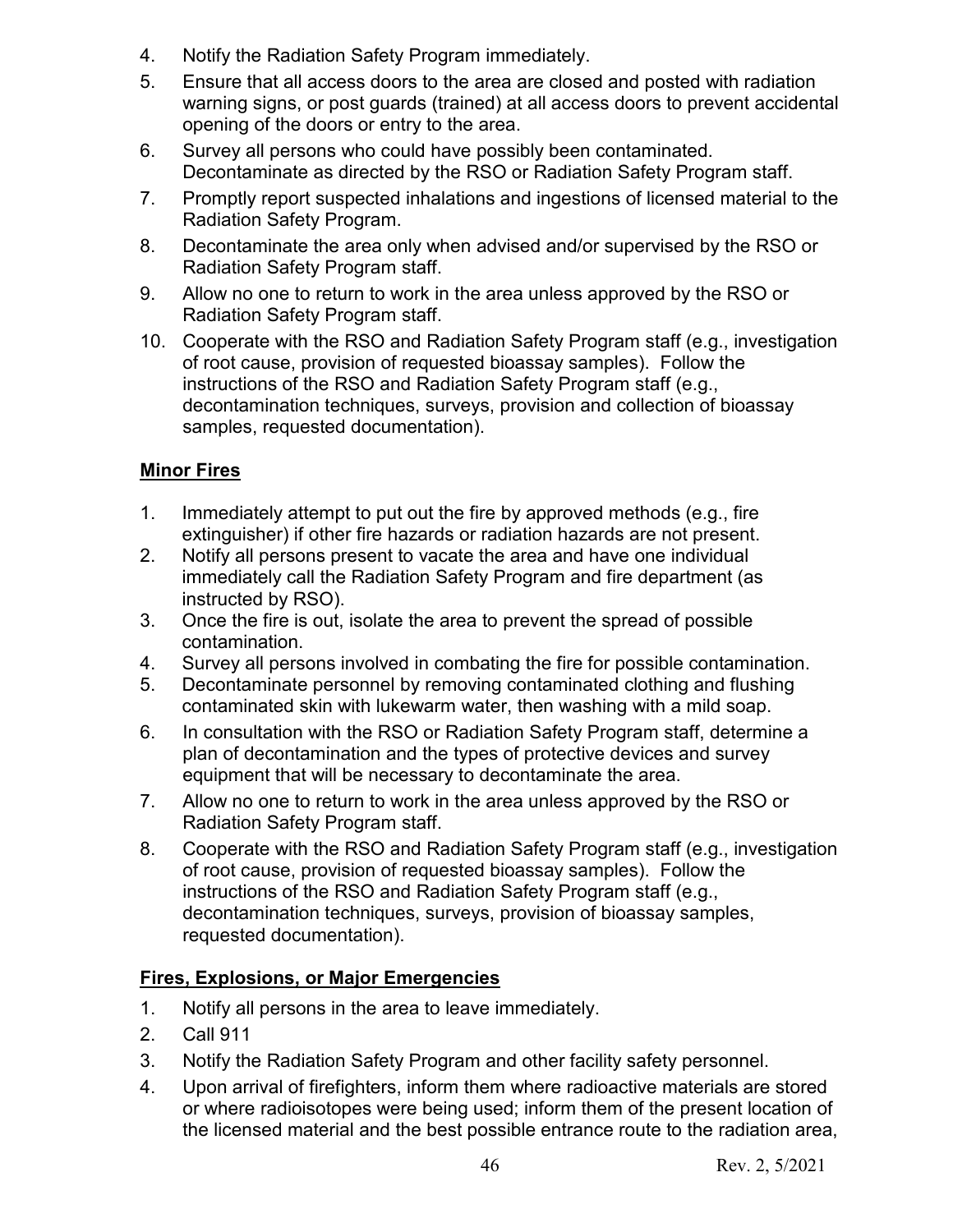4. Notify the Radiation Safety Program immediately.
5. Ensure that all access doors to the area are closed and posted with radiation warning signs, or post guards (trained) at all access doors to prevent accidental opening of the doors or entry to the area.
6. Survey all persons who could have possibly been contaminated. Decontaminate as directed by the RSO or Radiation Safety Program staff.
7. Promptly report suspected inhalations and ingestions of licensed material to the Radiation Safety Program.
8. Decontaminate the area only when advised and/or supervised by the RSO or Radiation Safety Program staff.
9. Allow no one to return to work in the area unless approved by the RSO or Radiation Safety Program staff.
10. Cooperate with the RSO and Radiation Safety Program staff (e.g., investigation of root cause, provision of requested bioassay samples). Follow the instructions of the RSO and Radiation Safety Program staff (e.g., decontamination techniques, surveys, provision and collection of bioassay samples, requested documentation).

**Minor Fires**

1. Immediately attempt to put out the fire by approved methods (e.g., fire extinguisher) if other fire hazards or radiation hazards are not present.
2. Notify all persons present to vacate the area and have one individual immediately call the Radiation Safety Program and fire department (as instructed by RSO).
3. Once the fire is out, isolate the area to prevent the spread of possible contamination.
4. Survey all persons involved in combating the fire for possible contamination.
5. Decontaminate personnel by removing contaminated clothing and flushing contaminated skin with lukewarm water, then washing with a mild soap.
6. In consultation with the RSO or Radiation Safety Program staff, determine a plan of decontamination and the types of protective devices and survey equipment that will be necessary to decontaminate the area.
7. Allow no one to return to work in the area unless approved by the RSO or Radiation Safety Program staff.
8. Cooperate with the RSO and Radiation Safety Program staff (e.g., investigation of root cause, provision of requested bioassay samples). Follow the instructions of the RSO and Radiation Safety Program staff (e.g., decontamination techniques, surveys, provision of bioassay samples, requested documentation).

**Fires, Explosions, or Major Emergencies**

1. Notify all persons in the area to leave immediately.
2. Call 911
3. Notify the Radiation Safety Program and other facility safety personnel.
4. Upon arrival of firefighters, inform them where radioactive materials are stored or where radioisotopes were being used; inform them of the present location of the licensed material and the best possible entrance route to the radiation area,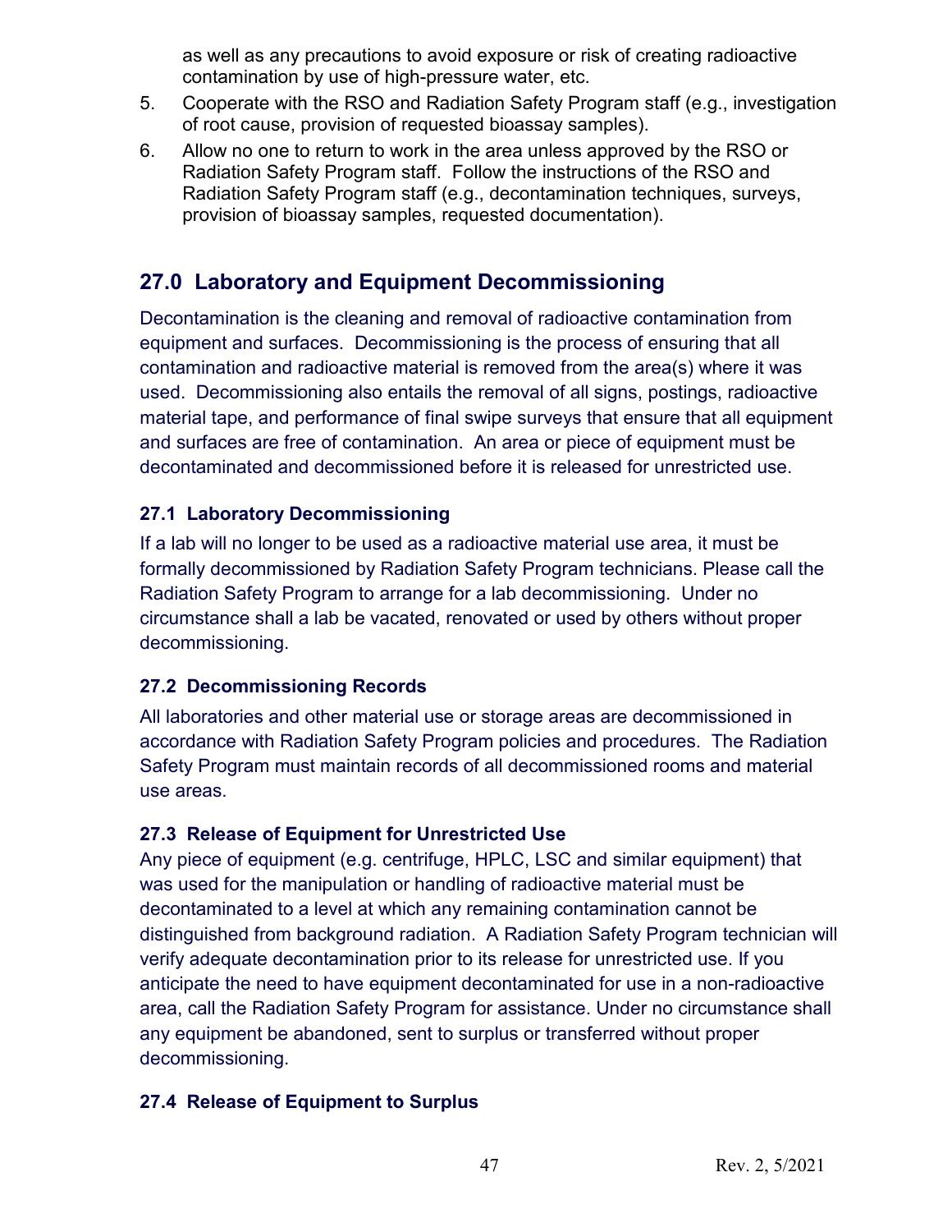as well as any precautions to avoid exposure or risk of creating radioactive contamination by use of high-pressure water, etc.

5. Cooperate with the RSO and Radiation Safety Program staff (e.g., investigation of root cause, provision of requested bioassay samples).
6. Allow no one to return to work in the area unless approved by the RSO or Radiation Safety Program staff. Follow the instructions of the RSO and Radiation Safety Program staff (e.g., decontamination techniques, surveys, provision of bioassay samples, requested documentation).

## 27.0 Laboratory and Equipment Decommissioning

Decontamination is the cleaning and removal of radioactive contamination from equipment and surfaces. Decommissioning is the process of ensuring that all contamination and radioactive material is removed from the area(s) where it was used. Decommissioning also entails the removal of all signs, postings, radioactive material tape, and performance of final swipe surveys that ensure that all equipment and surfaces are free of contamination. An area or piece of equipment must be decontaminated and decommissioned before it is released for unrestricted use.

### 27.1 Laboratory Decommissioning

If a lab will no longer to be used as a radioactive material use area, it must be formally decommissioned by Radiation Safety Program technicians. Please call the Radiation Safety Program to arrange for a lab decommissioning. Under no circumstance shall a lab be vacated, renovated or used by others without proper decommissioning.

### 27.2 Decommissioning Records

All laboratories and other material use or storage areas are decommissioned in accordance with Radiation Safety Program policies and procedures. The Radiation Safety Program must maintain records of all decommissioned rooms and material use areas.

### 27.3 Release of Equipment for Unrestricted Use

Any piece of equipment (e.g. centrifuge, HPLC, LSC and similar equipment) that was used for the manipulation or handling of radioactive material must be decontaminated to a level at which any remaining contamination cannot be distinguished from background radiation. A Radiation Safety Program technician will verify adequate decontamination prior to its release for unrestricted use. If you anticipate the need to have equipment decontaminated for use in a non-radioactive area, call the Radiation Safety Program for assistance. Under no circumstance shall any equipment be abandoned, sent to surplus or transferred without proper decommissioning.

### 27.4 Release of Equipment to Surplus